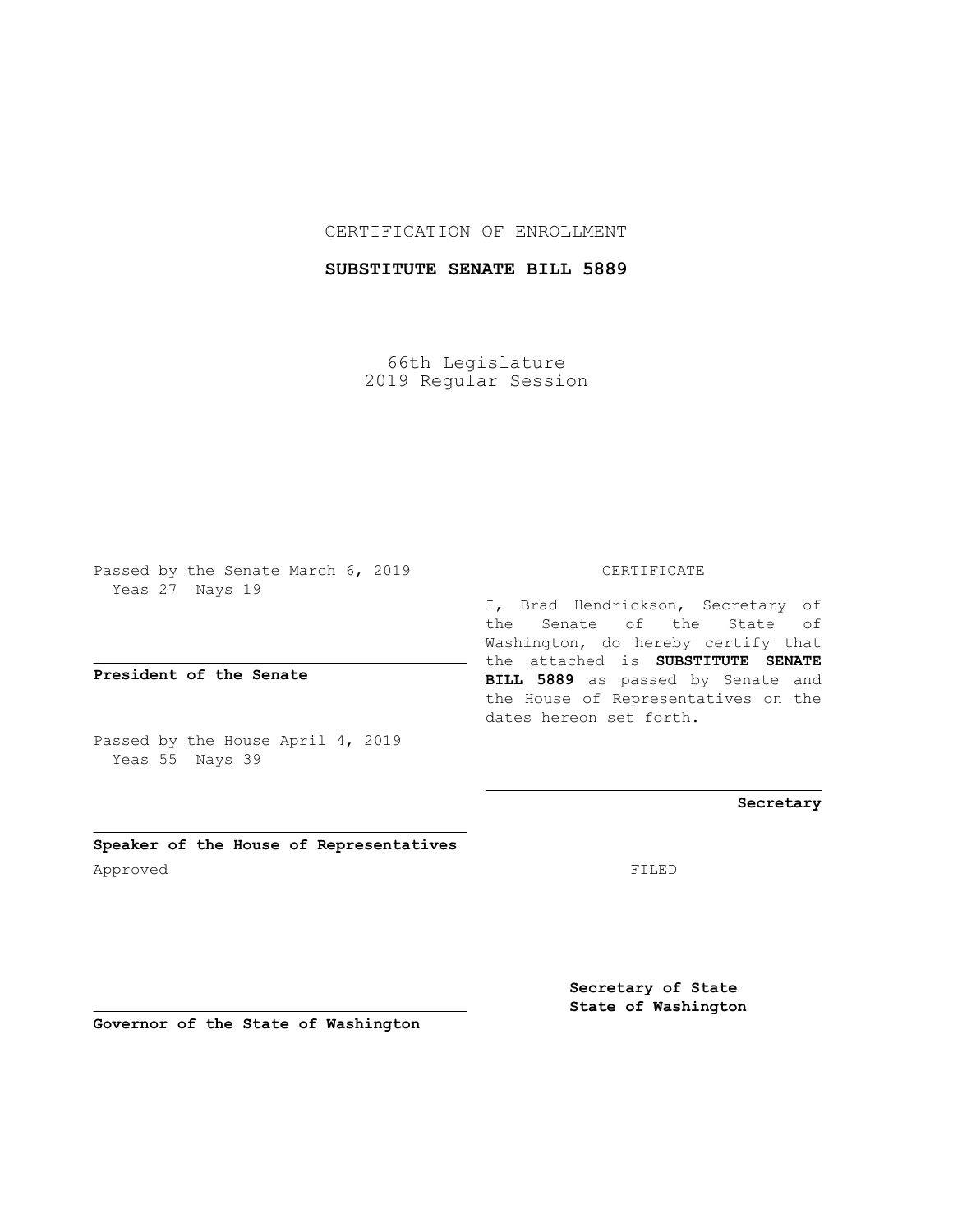CERTIFICATION OF ENROLLMENT

**SUBSTITUTE SENATE BILL 5889**

66th Legislature
2019 Regular Session

Passed by the Senate March 6, 2019
Yeas 27 Nays 19

**President of the Senate**

Passed by the House April 4, 2019
Yeas 55 Nays 39

**Speaker of the House of Representatives**

Approved

**Governor of the State of Washington**

CERTIFICATE

I, Brad Hendrickson, Secretary of the Senate of the State of Washington, do hereby certify that the attached is **SUBSTITUTE SENATE BILL 5889** as passed by Senate and the House of Representatives on the dates hereon set forth.

**Secretary**

FILED

**Secretary of State**
**State of Washington**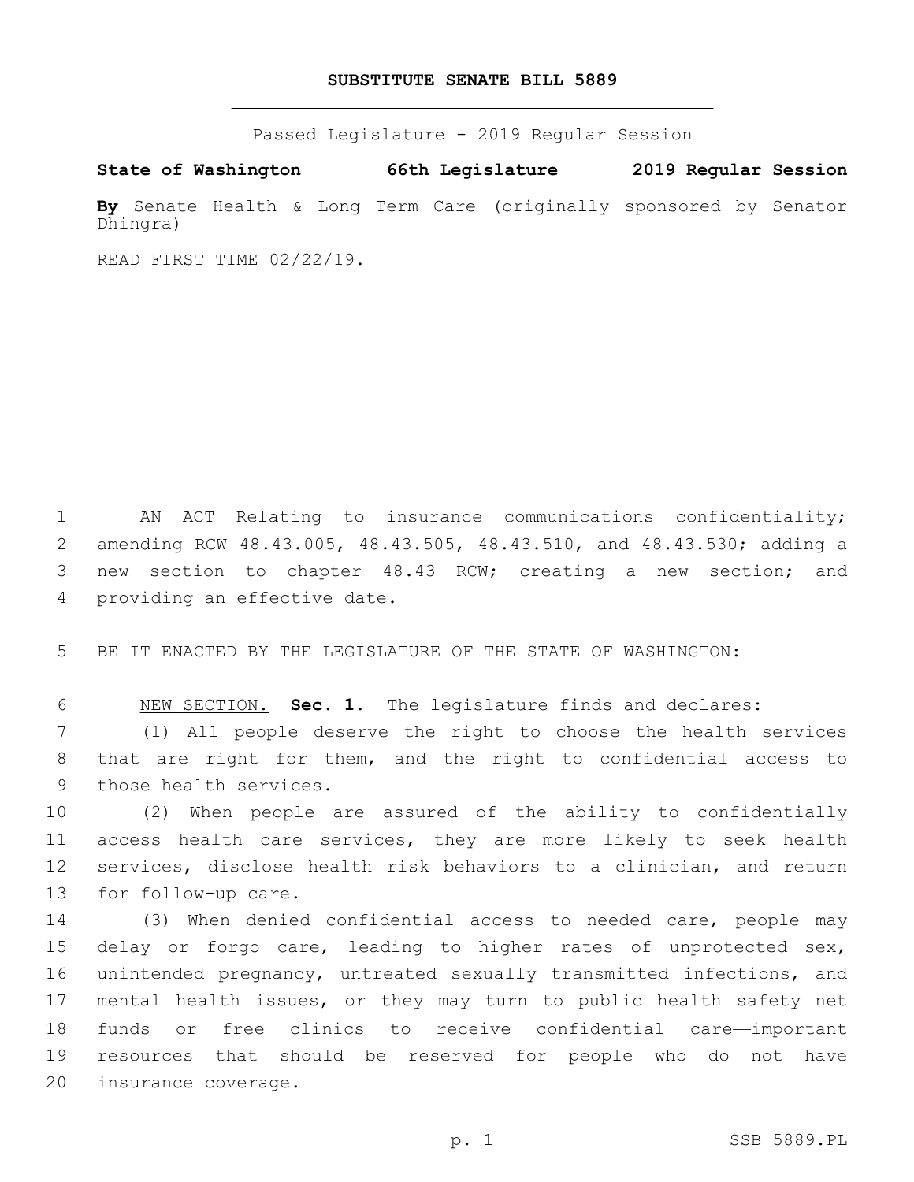# SUBSTITUTE SENATE BILL 5889

Passed Legislature - 2019 Regular Session

**State of Washington 66th Legislature 2019 Regular Session**

**By** Senate Health & Long Term Care (originally sponsored by Senator Dhingra)

READ FIRST TIME 02/22/19.

AN ACT Relating to insurance communications confidentiality; amending RCW 48.43.005, 48.43.505, 48.43.510, and 48.43.530; adding a new section to chapter 48.43 RCW; creating a new section; and providing an effective date.

BE IT ENACTED BY THE LEGISLATURE OF THE STATE OF WASHINGTON:

NEW SECTION. **Sec. 1.** The legislature finds and declares:

(1) All people deserve the right to choose the health services that are right for them, and the right to confidential access to those health services.

(2) When people are assured of the ability to confidentially access health care services, they are more likely to seek health services, disclose health risk behaviors to a clinician, and return for follow-up care.

(3) When denied confidential access to needed care, people may delay or forgo care, leading to higher rates of unprotected sex, unintended pregnancy, untreated sexually transmitted infections, and mental health issues, or they may turn to public health safety net funds or free clinics to receive confidential care—important resources that should be reserved for people who do not have insurance coverage.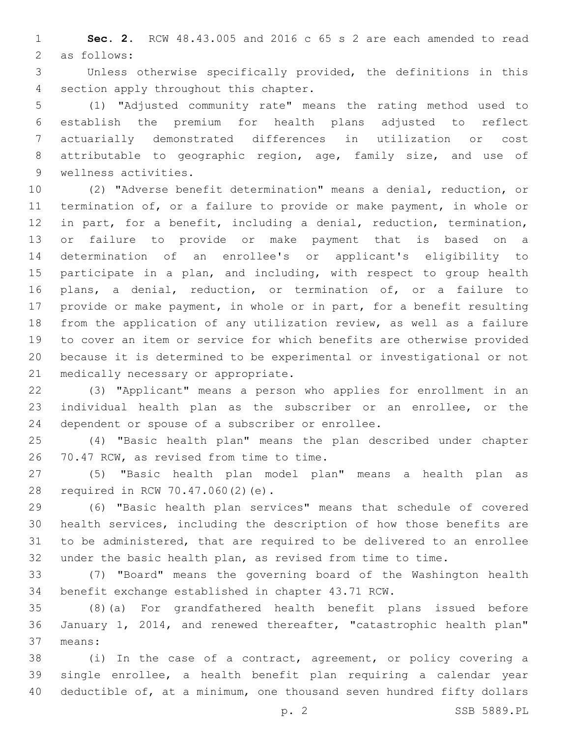**Sec. 2.** RCW 48.43.005 and 2016 c 65 s 2 are each amended to read as follows:

Unless otherwise specifically provided, the definitions in this section apply throughout this chapter.

(1) "Adjusted community rate" means the rating method used to establish the premium for health plans adjusted to reflect actuarially demonstrated differences in utilization or cost attributable to geographic region, age, family size, and use of wellness activities.

(2) "Adverse benefit determination" means a denial, reduction, or termination of, or a failure to provide or make payment, in whole or in part, for a benefit, including a denial, reduction, termination, or failure to provide or make payment that is based on a determination of an enrollee's or applicant's eligibility to participate in a plan, and including, with respect to group health plans, a denial, reduction, or termination of, or a failure to provide or make payment, in whole or in part, for a benefit resulting from the application of any utilization review, as well as a failure to cover an item or service for which benefits are otherwise provided because it is determined to be experimental or investigational or not medically necessary or appropriate.

(3) "Applicant" means a person who applies for enrollment in an individual health plan as the subscriber or an enrollee, or the dependent or spouse of a subscriber or enrollee.

(4) "Basic health plan" means the plan described under chapter 70.47 RCW, as revised from time to time.

(5) "Basic health plan model plan" means a health plan as required in RCW 70.47.060(2)(e).

(6) "Basic health plan services" means that schedule of covered health services, including the description of how those benefits are to be administered, that are required to be delivered to an enrollee under the basic health plan, as revised from time to time.

(7) "Board" means the governing board of the Washington health benefit exchange established in chapter 43.71 RCW.

(8)(a) For grandfathered health benefit plans issued before January 1, 2014, and renewed thereafter, "catastrophic health plan" means:

(i) In the case of a contract, agreement, or policy covering a single enrollee, a health benefit plan requiring a calendar year deductible of, at a minimum, one thousand seven hundred fifty dollars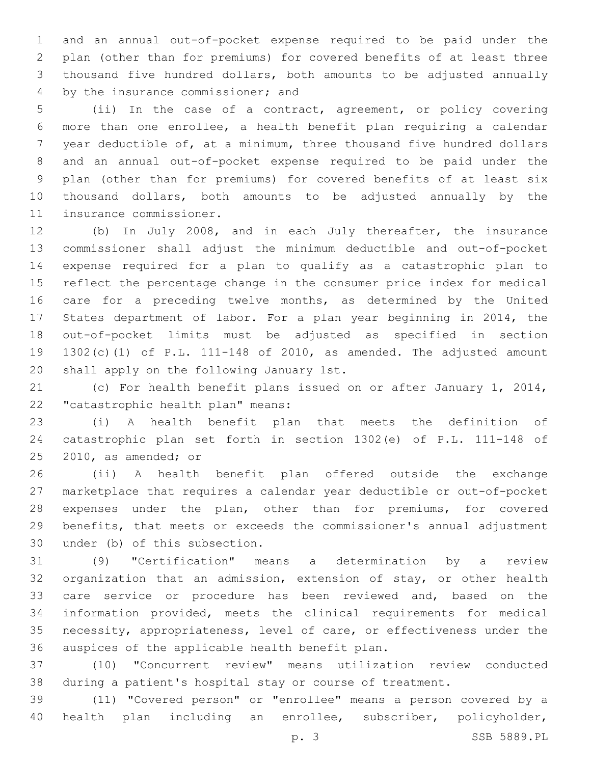and an annual out-of-pocket expense required to be paid under the plan (other than for premiums) for covered benefits of at least three thousand five hundred dollars, both amounts to be adjusted annually by the insurance commissioner; and

(ii) In the case of a contract, agreement, or policy covering more than one enrollee, a health benefit plan requiring a calendar year deductible of, at a minimum, three thousand five hundred dollars and an annual out-of-pocket expense required to be paid under the plan (other than for premiums) for covered benefits of at least six thousand dollars, both amounts to be adjusted annually by the insurance commissioner.

(b) In July 2008, and in each July thereafter, the insurance commissioner shall adjust the minimum deductible and out-of-pocket expense required for a plan to qualify as a catastrophic plan to reflect the percentage change in the consumer price index for medical care for a preceding twelve months, as determined by the United States department of labor. For a plan year beginning in 2014, the out-of-pocket limits must be adjusted as specified in section 1302(c)(1) of P.L. 111-148 of 2010, as amended. The adjusted amount shall apply on the following January 1st.

(c) For health benefit plans issued on or after January 1, 2014, "catastrophic health plan" means:

(i) A health benefit plan that meets the definition of catastrophic plan set forth in section 1302(e) of P.L. 111-148 of 2010, as amended; or

(ii) A health benefit plan offered outside the exchange marketplace that requires a calendar year deductible or out-of-pocket expenses under the plan, other than for premiums, for covered benefits, that meets or exceeds the commissioner's annual adjustment under (b) of this subsection.

(9) "Certification" means a determination by a review organization that an admission, extension of stay, or other health care service or procedure has been reviewed and, based on the information provided, meets the clinical requirements for medical necessity, appropriateness, level of care, or effectiveness under the auspices of the applicable health benefit plan.

(10) "Concurrent review" means utilization review conducted during a patient's hospital stay or course of treatment.

(11) "Covered person" or "enrollee" means a person covered by a health plan including an enrollee, subscriber, policyholder,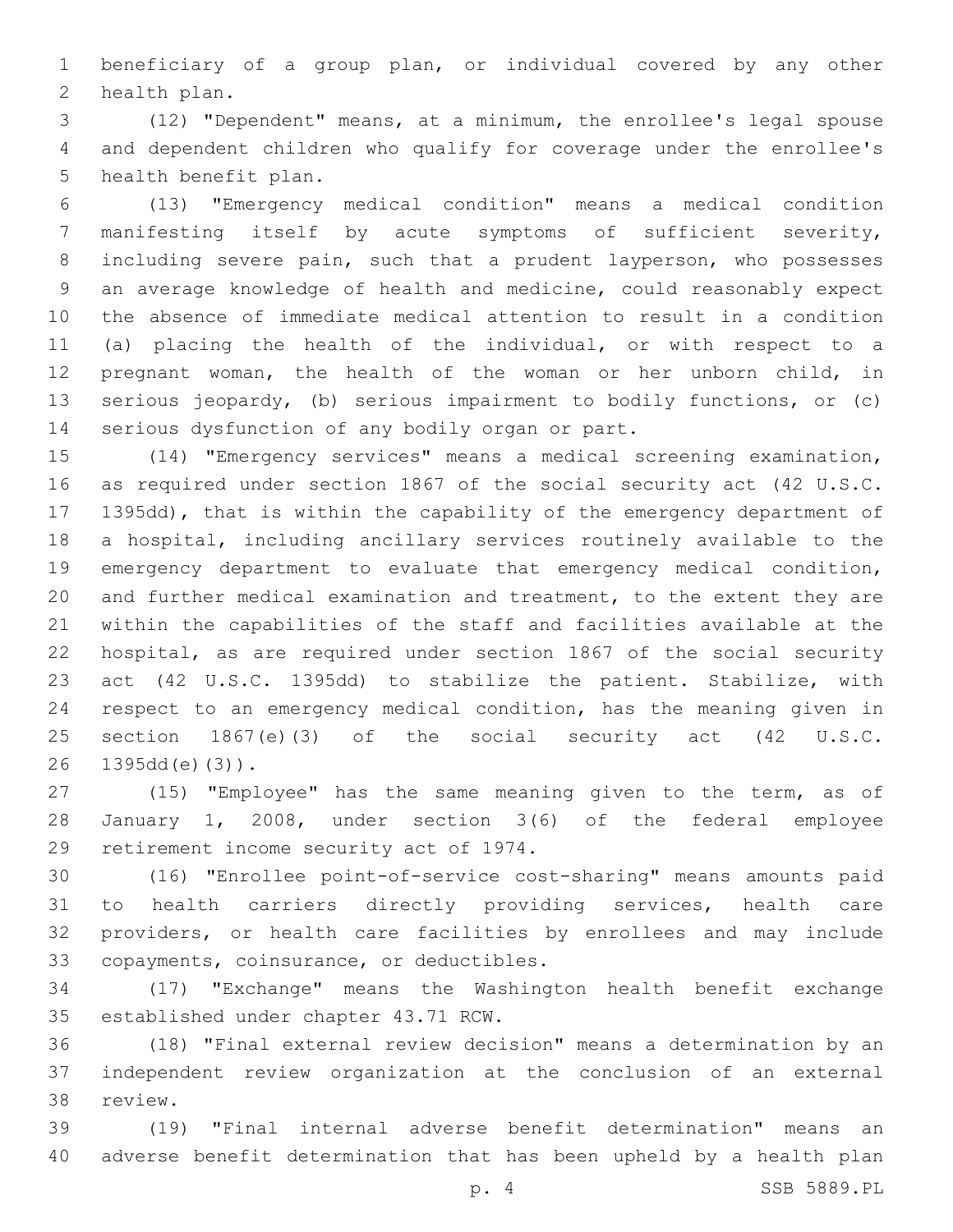beneficiary of a group plan, or individual covered by any other health plan.

(12) "Dependent" means, at a minimum, the enrollee's legal spouse and dependent children who qualify for coverage under the enrollee's health benefit plan.

(13) "Emergency medical condition" means a medical condition manifesting itself by acute symptoms of sufficient severity, including severe pain, such that a prudent layperson, who possesses an average knowledge of health and medicine, could reasonably expect the absence of immediate medical attention to result in a condition (a) placing the health of the individual, or with respect to a pregnant woman, the health of the woman or her unborn child, in serious jeopardy, (b) serious impairment to bodily functions, or (c) serious dysfunction of any bodily organ or part.

(14) "Emergency services" means a medical screening examination, as required under section 1867 of the social security act (42 U.S.C. 1395dd), that is within the capability of the emergency department of a hospital, including ancillary services routinely available to the emergency department to evaluate that emergency medical condition, and further medical examination and treatment, to the extent they are within the capabilities of the staff and facilities available at the hospital, as are required under section 1867 of the social security act (42 U.S.C. 1395dd) to stabilize the patient. Stabilize, with respect to an emergency medical condition, has the meaning given in section 1867(e)(3) of the social security act (42 U.S.C. 1395dd(e)(3)).

(15) "Employee" has the same meaning given to the term, as of January 1, 2008, under section 3(6) of the federal employee retirement income security act of 1974.

(16) "Enrollee point-of-service cost-sharing" means amounts paid to health carriers directly providing services, health care providers, or health care facilities by enrollees and may include copayments, coinsurance, or deductibles.

(17) "Exchange" means the Washington health benefit exchange established under chapter 43.71 RCW.

(18) "Final external review decision" means a determination by an independent review organization at the conclusion of an external review.

(19) "Final internal adverse benefit determination" means an adverse benefit determination that has been upheld by a health plan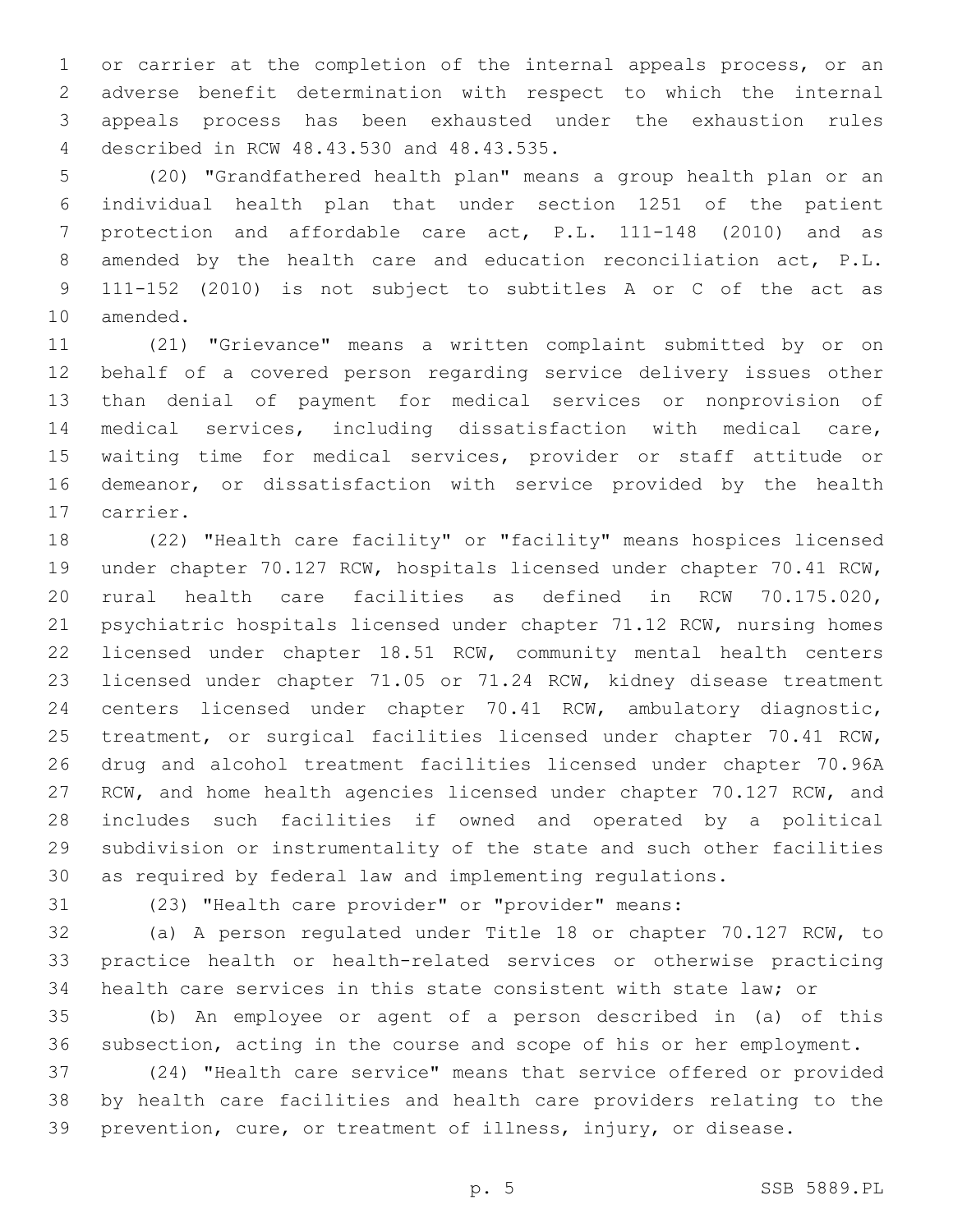or carrier at the completion of the internal appeals process, or an adverse benefit determination with respect to which the internal appeals process has been exhausted under the exhaustion rules described in RCW 48.43.530 and 48.43.535.

(20) "Grandfathered health plan" means a group health plan or an individual health plan that under section 1251 of the patient protection and affordable care act, P.L. 111-148 (2010) and as amended by the health care and education reconciliation act, P.L. 111-152 (2010) is not subject to subtitles A or C of the act as amended.

(21) "Grievance" means a written complaint submitted by or on behalf of a covered person regarding service delivery issues other than denial of payment for medical services or nonprovision of medical services, including dissatisfaction with medical care, waiting time for medical services, provider or staff attitude or demeanor, or dissatisfaction with service provided by the health carrier.

(22) "Health care facility" or "facility" means hospices licensed under chapter 70.127 RCW, hospitals licensed under chapter 70.41 RCW, rural health care facilities as defined in RCW 70.175.020, psychiatric hospitals licensed under chapter 71.12 RCW, nursing homes licensed under chapter 18.51 RCW, community mental health centers licensed under chapter 71.05 or 71.24 RCW, kidney disease treatment centers licensed under chapter 70.41 RCW, ambulatory diagnostic, treatment, or surgical facilities licensed under chapter 70.41 RCW, drug and alcohol treatment facilities licensed under chapter 70.96A RCW, and home health agencies licensed under chapter 70.127 RCW, and includes such facilities if owned and operated by a political subdivision or instrumentality of the state and such other facilities as required by federal law and implementing regulations.

(23) "Health care provider" or "provider" means:

(a) A person regulated under Title 18 or chapter 70.127 RCW, to practice health or health-related services or otherwise practicing health care services in this state consistent with state law; or

(b) An employee or agent of a person described in (a) of this subsection, acting in the course and scope of his or her employment.

(24) "Health care service" means that service offered or provided by health care facilities and health care providers relating to the prevention, cure, or treatment of illness, injury, or disease.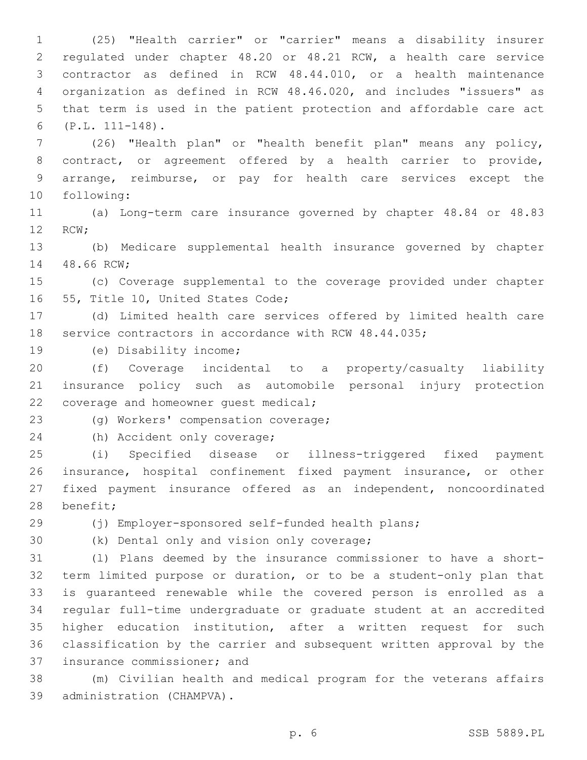(25) "Health carrier" or "carrier" means a disability insurer regulated under chapter 48.20 or 48.21 RCW, a health care service contractor as defined in RCW 48.44.010, or a health maintenance organization as defined in RCW 48.46.020, and includes "issuers" as that term is used in the patient protection and affordable care act (P.L. 111-148).

(26) "Health plan" or "health benefit plan" means any policy, contract, or agreement offered by a health carrier to provide, arrange, reimburse, or pay for health care services except the following:

(a) Long-term care insurance governed by chapter 48.84 or 48.83 RCW;

(b) Medicare supplemental health insurance governed by chapter 48.66 RCW;

(c) Coverage supplemental to the coverage provided under chapter 55, Title 10, United States Code;

(d) Limited health care services offered by limited health care service contractors in accordance with RCW 48.44.035;

(e) Disability income;

(f) Coverage incidental to a property/casualty liability insurance policy such as automobile personal injury protection coverage and homeowner guest medical;

(g) Workers' compensation coverage;

(h) Accident only coverage;

(i) Specified disease or illness-triggered fixed payment insurance, hospital confinement fixed payment insurance, or other fixed payment insurance offered as an independent, noncoordinated benefit;

(j) Employer-sponsored self-funded health plans;

(k) Dental only and vision only coverage;

(l) Plans deemed by the insurance commissioner to have a short-term limited purpose or duration, or to be a student-only plan that is guaranteed renewable while the covered person is enrolled as a regular full-time undergraduate or graduate student at an accredited higher education institution, after a written request for such classification by the carrier and subsequent written approval by the insurance commissioner; and

(m) Civilian health and medical program for the veterans affairs administration (CHAMPVA).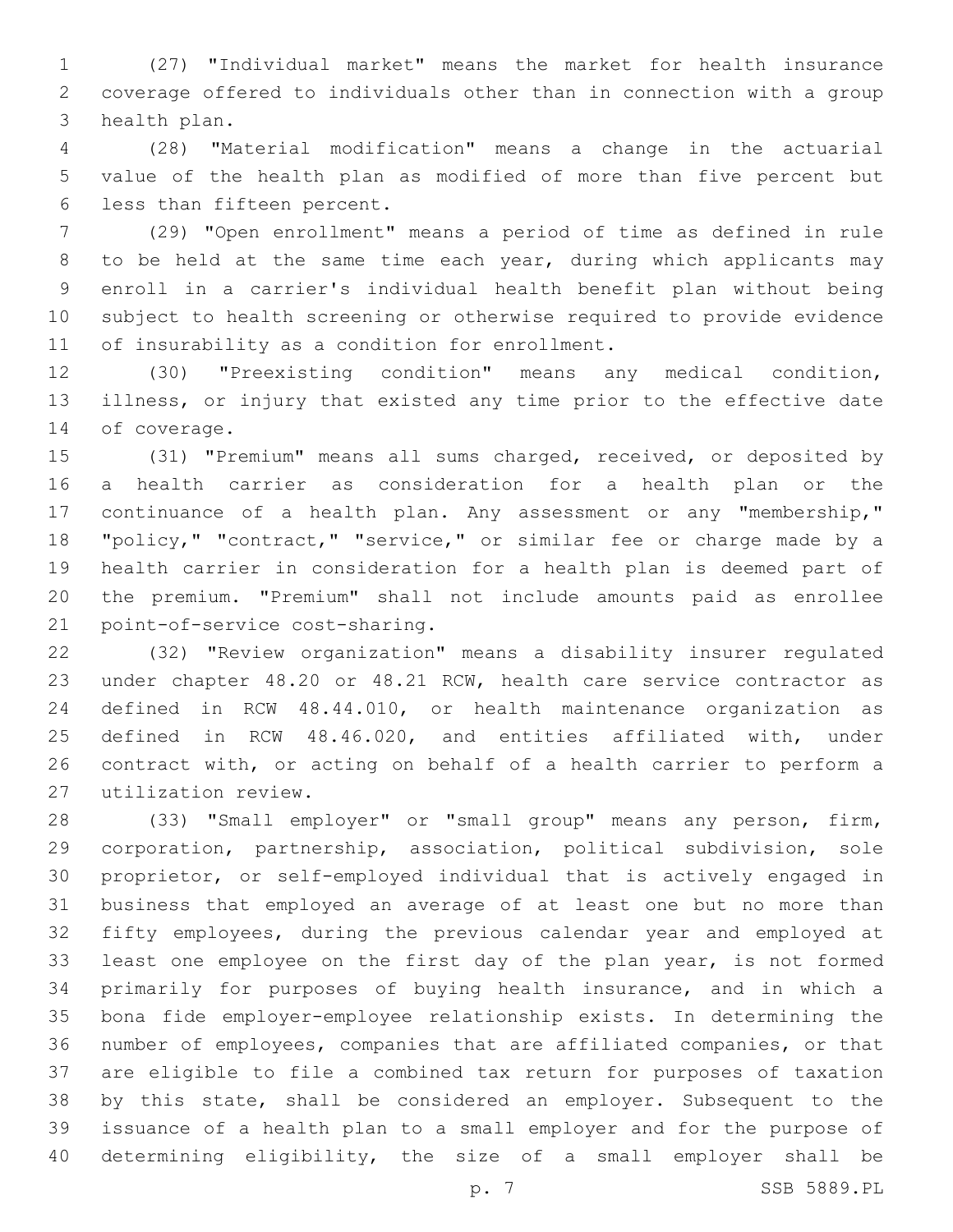(27) "Individual market" means the market for health insurance coverage offered to individuals other than in connection with a group health plan.

(28) "Material modification" means a change in the actuarial value of the health plan as modified of more than five percent but less than fifteen percent.

(29) "Open enrollment" means a period of time as defined in rule to be held at the same time each year, during which applicants may enroll in a carrier's individual health benefit plan without being subject to health screening or otherwise required to provide evidence of insurability as a condition for enrollment.

(30) "Preexisting condition" means any medical condition, illness, or injury that existed any time prior to the effective date of coverage.

(31) "Premium" means all sums charged, received, or deposited by a health carrier as consideration for a health plan or the continuance of a health plan. Any assessment or any "membership," "policy," "contract," "service," or similar fee or charge made by a health carrier in consideration for a health plan is deemed part of the premium. "Premium" shall not include amounts paid as enrollee point-of-service cost-sharing.

(32) "Review organization" means a disability insurer regulated under chapter 48.20 or 48.21 RCW, health care service contractor as defined in RCW 48.44.010, or health maintenance organization as defined in RCW 48.46.020, and entities affiliated with, under contract with, or acting on behalf of a health carrier to perform a utilization review.

(33) "Small employer" or "small group" means any person, firm, corporation, partnership, association, political subdivision, sole proprietor, or self-employed individual that is actively engaged in business that employed an average of at least one but no more than fifty employees, during the previous calendar year and employed at least one employee on the first day of the plan year, is not formed primarily for purposes of buying health insurance, and in which a bona fide employer-employee relationship exists. In determining the number of employees, companies that are affiliated companies, or that are eligible to file a combined tax return for purposes of taxation by this state, shall be considered an employer. Subsequent to the issuance of a health plan to a small employer and for the purpose of determining eligibility, the size of a small employer shall be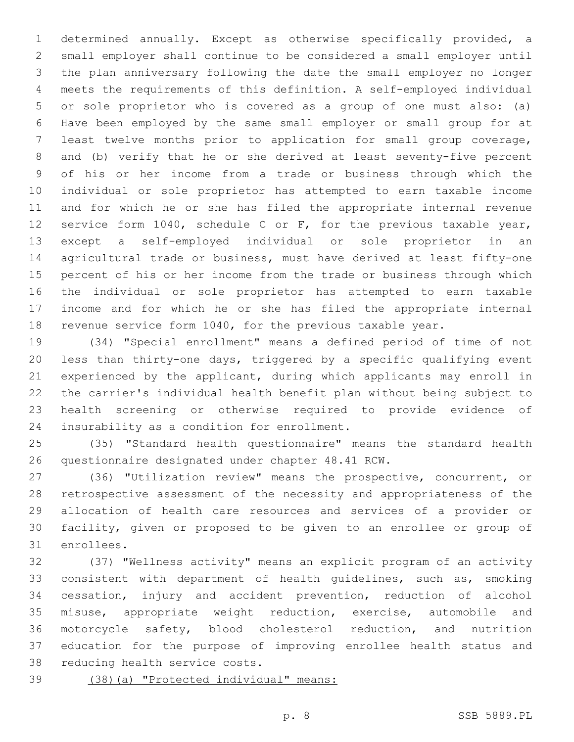determined annually. Except as otherwise specifically provided, a small employer shall continue to be considered a small employer until the plan anniversary following the date the small employer no longer meets the requirements of this definition. A self-employed individual or sole proprietor who is covered as a group of one must also: (a) Have been employed by the same small employer or small group for at least twelve months prior to application for small group coverage, and (b) verify that he or she derived at least seventy-five percent of his or her income from a trade or business through which the individual or sole proprietor has attempted to earn taxable income and for which he or she has filed the appropriate internal revenue service form 1040, schedule C or F, for the previous taxable year, except a self-employed individual or sole proprietor in an agricultural trade or business, must have derived at least fifty-one percent of his or her income from the trade or business through which the individual or sole proprietor has attempted to earn taxable income and for which he or she has filed the appropriate internal revenue service form 1040, for the previous taxable year.

(34) "Special enrollment" means a defined period of time of not less than thirty-one days, triggered by a specific qualifying event experienced by the applicant, during which applicants may enroll in the carrier's individual health benefit plan without being subject to health screening or otherwise required to provide evidence of insurability as a condition for enrollment.

(35) "Standard health questionnaire" means the standard health questionnaire designated under chapter 48.41 RCW.

(36) "Utilization review" means the prospective, concurrent, or retrospective assessment of the necessity and appropriateness of the allocation of health care resources and services of a provider or facility, given or proposed to be given to an enrollee or group of enrollees.

(37) "Wellness activity" means an explicit program of an activity consistent with department of health guidelines, such as, smoking cessation, injury and accident prevention, reduction of alcohol misuse, appropriate weight reduction, exercise, automobile and motorcycle safety, blood cholesterol reduction, and nutrition education for the purpose of improving enrollee health status and reducing health service costs.

<u>(38)(a) "Protected individual" means:</u>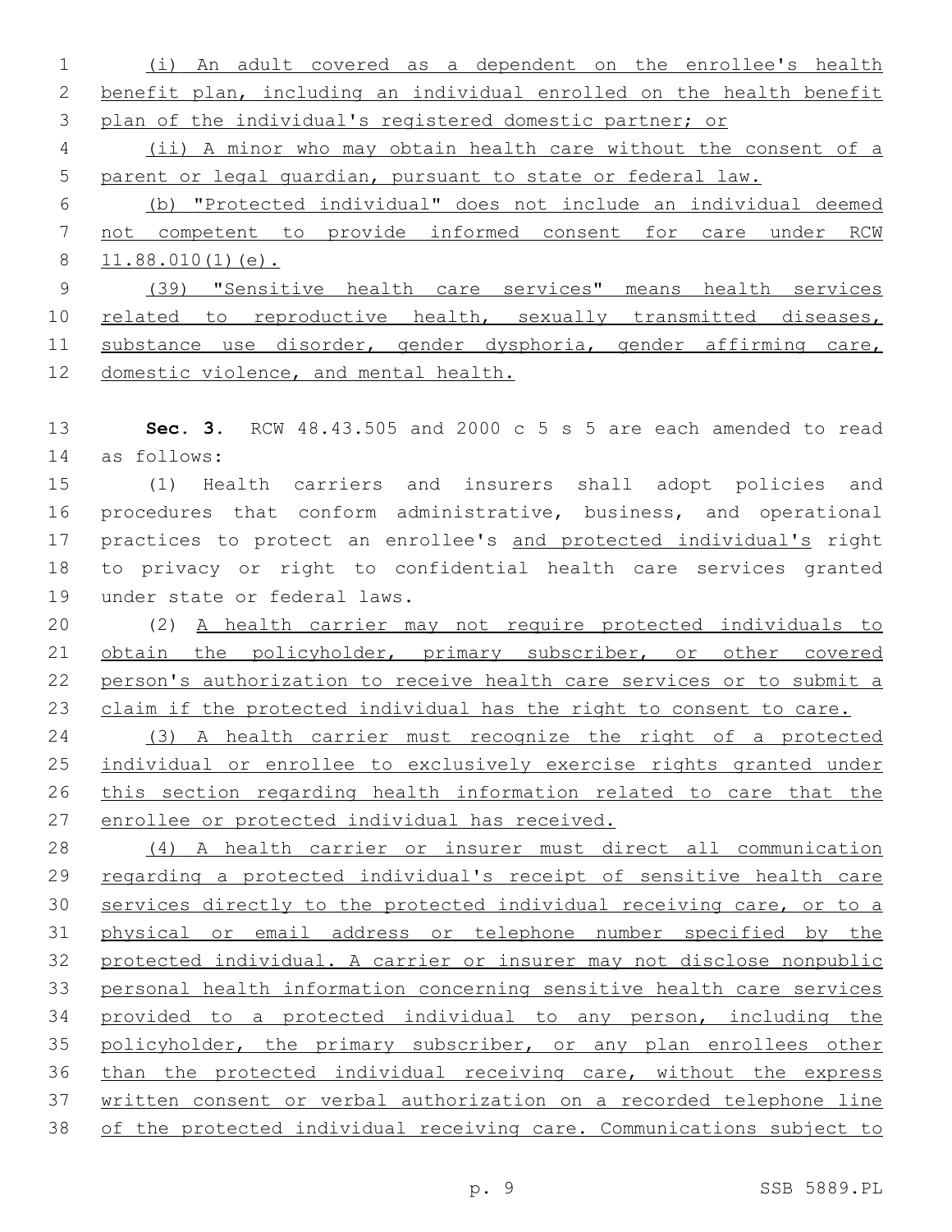(i) An adult covered as a dependent on the enrollee's health benefit plan, including an individual enrolled on the health benefit plan of the individual's registered domestic partner; or

(ii) A minor who may obtain health care without the consent of a parent or legal guardian, pursuant to state or federal law.

(b) "Protected individual" does not include an individual deemed not competent to provide informed consent for care under RCW 11.88.010(1)(e).

(39) "Sensitive health care services" means health services related to reproductive health, sexually transmitted diseases, substance use disorder, gender dysphoria, gender affirming care, domestic violence, and mental health.

**Sec. 3.** RCW 48.43.505 and 2000 c 5 s 5 are each amended to read as follows:

(1) Health carriers and insurers shall adopt policies and procedures that conform administrative, business, and operational practices to protect an enrollee's and protected individual's right to privacy or right to confidential health care services granted under state or federal laws.

(2) A health carrier may not require protected individuals to obtain the policyholder, primary subscriber, or other covered person's authorization to receive health care services or to submit a claim if the protected individual has the right to consent to care.

(3) A health carrier must recognize the right of a protected individual or enrollee to exclusively exercise rights granted under this section regarding health information related to care that the enrollee or protected individual has received.

(4) A health carrier or insurer must direct all communication regarding a protected individual's receipt of sensitive health care services directly to the protected individual receiving care, or to a physical or email address or telephone number specified by the protected individual. A carrier or insurer may not disclose nonpublic personal health information concerning sensitive health care services provided to a protected individual to any person, including the policyholder, the primary subscriber, or any plan enrollees other than the protected individual receiving care, without the express written consent or verbal authorization on a recorded telephone line of the protected individual receiving care. Communications subject to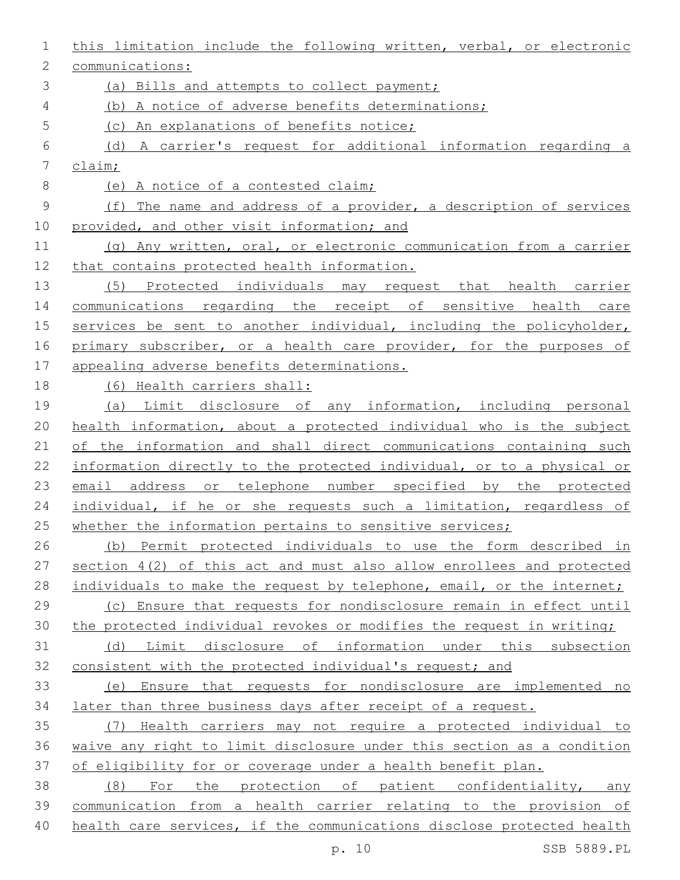this limitation include the following written, verbal, or electronic communications:

(a) Bills and attempts to collect payment;

(b) A notice of adverse benefits determinations;

(c) An explanations of benefits notice;

(d) A carrier's request for additional information regarding a claim;

(e) A notice of a contested claim;

(f) The name and address of a provider, a description of services provided, and other visit information; and

(g) Any written, oral, or electronic communication from a carrier that contains protected health information.

(5) Protected individuals may request that health carrier communications regarding the receipt of sensitive health care services be sent to another individual, including the policyholder, primary subscriber, or a health care provider, for the purposes of appealing adverse benefits determinations.

(6) Health carriers shall:

(a) Limit disclosure of any information, including personal health information, about a protected individual who is the subject of the information and shall direct communications containing such information directly to the protected individual, or to a physical or email address or telephone number specified by the protected individual, if he or she requests such a limitation, regardless of whether the information pertains to sensitive services;

(b) Permit protected individuals to use the form described in section 4(2) of this act and must also allow enrollees and protected individuals to make the request by telephone, email, or the internet;

(c) Ensure that requests for nondisclosure remain in effect until the protected individual revokes or modifies the request in writing;

(d) Limit disclosure of information under this subsection consistent with the protected individual's request; and

(e) Ensure that requests for nondisclosure are implemented no later than three business days after receipt of a request.

(7) Health carriers may not require a protected individual to waive any right to limit disclosure under this section as a condition of eligibility for or coverage under a health benefit plan.

(8) For the protection of patient confidentiality, any communication from a health carrier relating to the provision of health care services, if the communications disclose protected health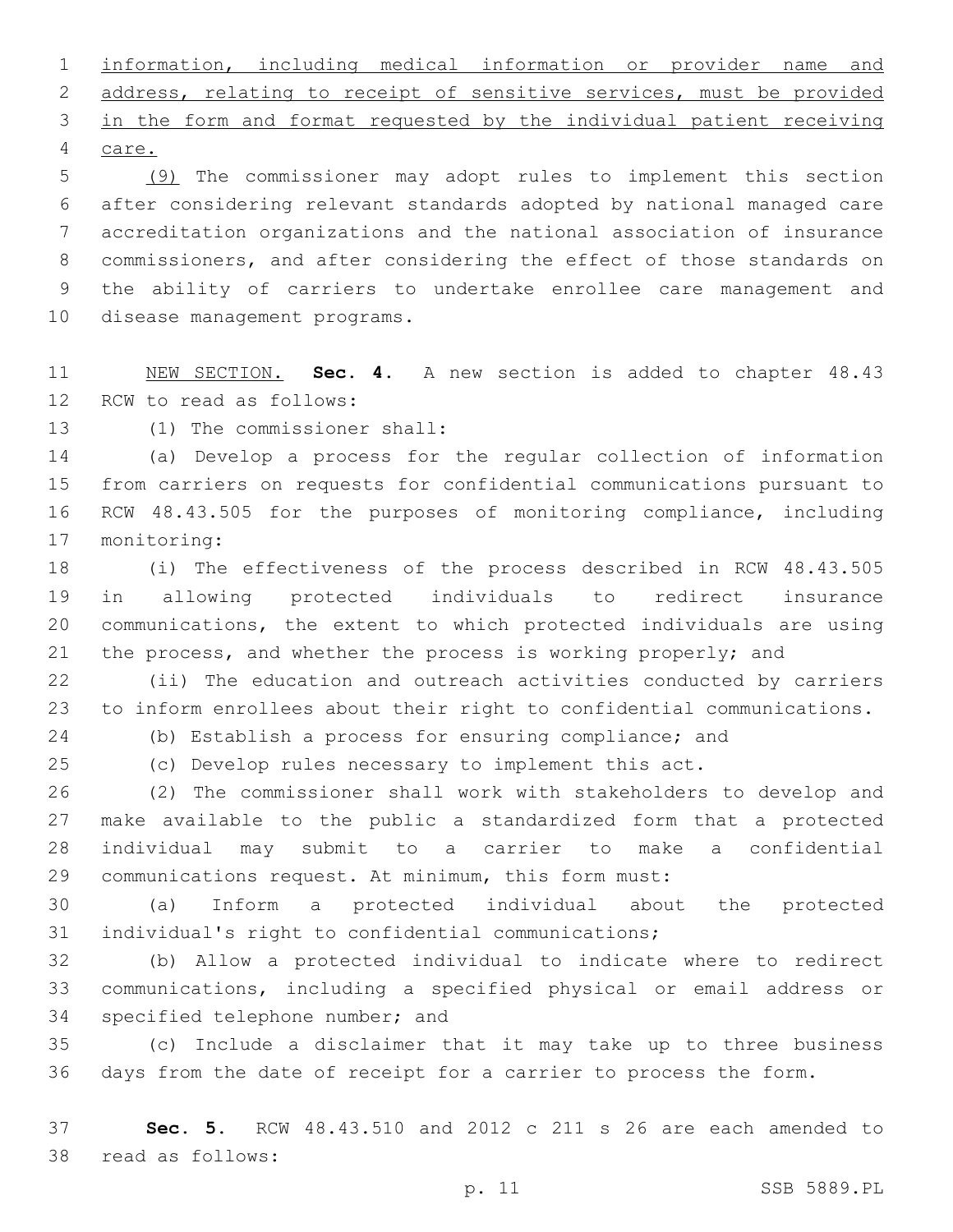information, including medical information or provider name and address, relating to receipt of sensitive services, must be provided in the form and format requested by the individual patient receiving care.

(9) The commissioner may adopt rules to implement this section after considering relevant standards adopted by national managed care accreditation organizations and the national association of insurance commissioners, and after considering the effect of those standards on the ability of carriers to undertake enrollee care management and disease management programs.

NEW SECTION. **Sec. 4.** A new section is added to chapter 48.43 RCW to read as follows:

(1) The commissioner shall:

(a) Develop a process for the regular collection of information from carriers on requests for confidential communications pursuant to RCW 48.43.505 for the purposes of monitoring compliance, including monitoring:

(i) The effectiveness of the process described in RCW 48.43.505 in allowing protected individuals to redirect insurance communications, the extent to which protected individuals are using the process, and whether the process is working properly; and

(ii) The education and outreach activities conducted by carriers to inform enrollees about their right to confidential communications.

(b) Establish a process for ensuring compliance; and

(c) Develop rules necessary to implement this act.

(2) The commissioner shall work with stakeholders to develop and make available to the public a standardized form that a protected individual may submit to a carrier to make a confidential communications request. At minimum, this form must:

(a) Inform a protected individual about the protected individual's right to confidential communications;

(b) Allow a protected individual to indicate where to redirect communications, including a specified physical or email address or specified telephone number; and

(c) Include a disclaimer that it may take up to three business days from the date of receipt for a carrier to process the form.

**Sec. 5.** RCW 48.43.510 and 2012 c 211 s 26 are each amended to read as follows: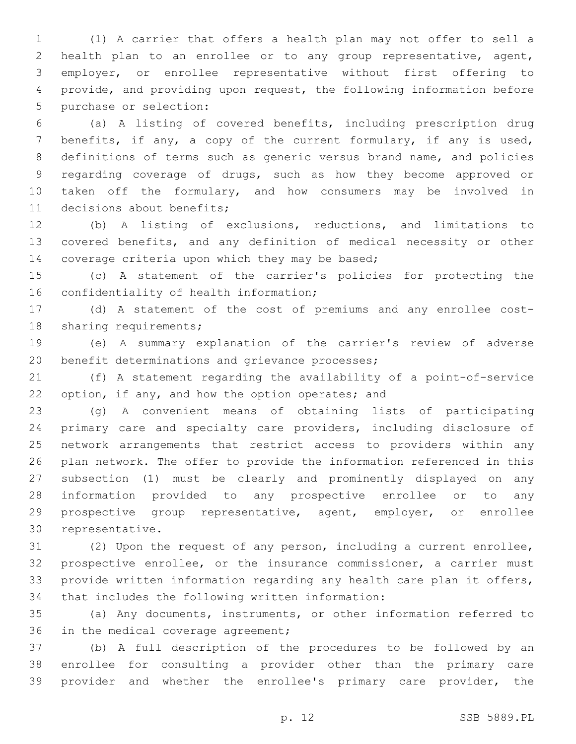(1) A carrier that offers a health plan may not offer to sell a health plan to an enrollee or to any group representative, agent, employer, or enrollee representative without first offering to provide, and providing upon request, the following information before purchase or selection:

(a) A listing of covered benefits, including prescription drug benefits, if any, a copy of the current formulary, if any is used, definitions of terms such as generic versus brand name, and policies regarding coverage of drugs, such as how they become approved or taken off the formulary, and how consumers may be involved in decisions about benefits;

(b) A listing of exclusions, reductions, and limitations to covered benefits, and any definition of medical necessity or other coverage criteria upon which they may be based;

(c) A statement of the carrier's policies for protecting the confidentiality of health information;

(d) A statement of the cost of premiums and any enrollee cost-sharing requirements;

(e) A summary explanation of the carrier's review of adverse benefit determinations and grievance processes;

(f) A statement regarding the availability of a point-of-service option, if any, and how the option operates; and

(g) A convenient means of obtaining lists of participating primary care and specialty care providers, including disclosure of network arrangements that restrict access to providers within any plan network. The offer to provide the information referenced in this subsection (1) must be clearly and prominently displayed on any information provided to any prospective enrollee or to any prospective group representative, agent, employer, or enrollee representative.

(2) Upon the request of any person, including a current enrollee, prospective enrollee, or the insurance commissioner, a carrier must provide written information regarding any health care plan it offers, that includes the following written information:

(a) Any documents, instruments, or other information referred to in the medical coverage agreement;

(b) A full description of the procedures to be followed by an enrollee for consulting a provider other than the primary care provider and whether the enrollee's primary care provider, the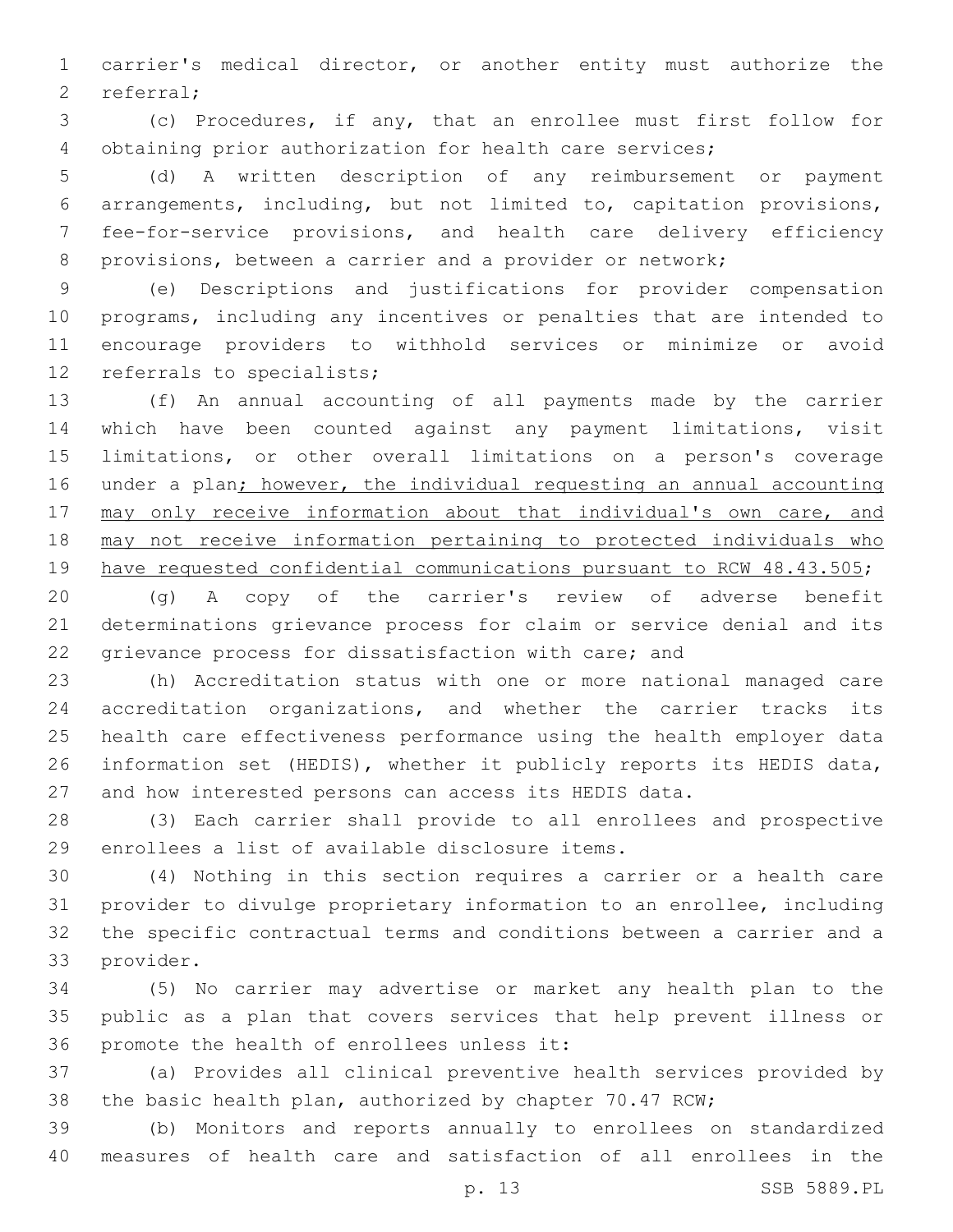carrier's medical director, or another entity must authorize the referral;

(c) Procedures, if any, that an enrollee must first follow for obtaining prior authorization for health care services;

(d) A written description of any reimbursement or payment arrangements, including, but not limited to, capitation provisions, fee-for-service provisions, and health care delivery efficiency provisions, between a carrier and a provider or network;

(e) Descriptions and justifications for provider compensation programs, including any incentives or penalties that are intended to encourage providers to withhold services or minimize or avoid referrals to specialists;

(f) An annual accounting of all payments made by the carrier which have been counted against any payment limitations, visit limitations, or other overall limitations on a person's coverage under a plan<u>; however, the individual requesting an annual accounting may only receive information about that individual's own care, and may not receive information pertaining to protected individuals who have requested confidential communications pursuant to RCW 48.43.505</u>;

(g) A copy of the carrier's review of adverse benefit determinations grievance process for claim or service denial and its grievance process for dissatisfaction with care; and

(h) Accreditation status with one or more national managed care accreditation organizations, and whether the carrier tracks its health care effectiveness performance using the health employer data information set (HEDIS), whether it publicly reports its HEDIS data, and how interested persons can access its HEDIS data.

(3) Each carrier shall provide to all enrollees and prospective enrollees a list of available disclosure items.

(4) Nothing in this section requires a carrier or a health care provider to divulge proprietary information to an enrollee, including the specific contractual terms and conditions between a carrier and a provider.

(5) No carrier may advertise or market any health plan to the public as a plan that covers services that help prevent illness or promote the health of enrollees unless it:

(a) Provides all clinical preventive health services provided by the basic health plan, authorized by chapter 70.47 RCW;

(b) Monitors and reports annually to enrollees on standardized measures of health care and satisfaction of all enrollees in the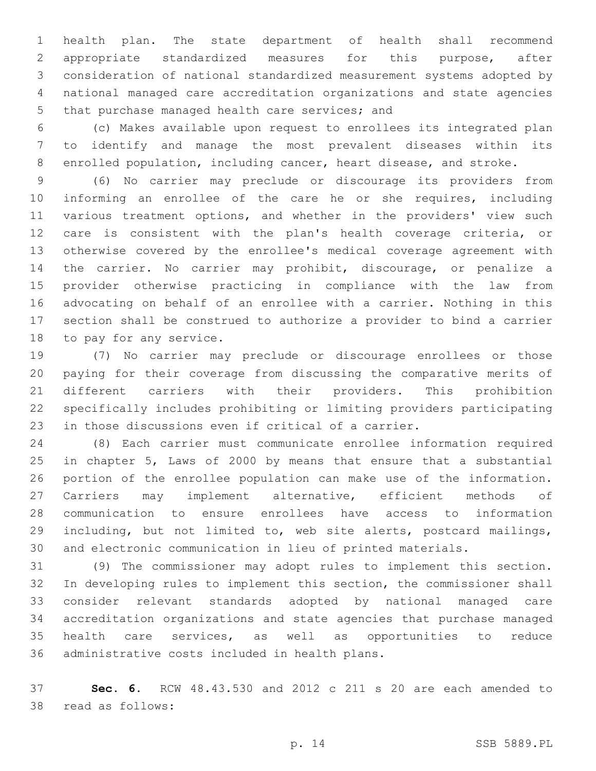health plan. The state department of health shall recommend appropriate standardized measures for this purpose, after consideration of national standardized measurement systems adopted by national managed care accreditation organizations and state agencies that purchase managed health care services; and

(c) Makes available upon request to enrollees its integrated plan to identify and manage the most prevalent diseases within its enrolled population, including cancer, heart disease, and stroke.

(6) No carrier may preclude or discourage its providers from informing an enrollee of the care he or she requires, including various treatment options, and whether in the providers' view such care is consistent with the plan's health coverage criteria, or otherwise covered by the enrollee's medical coverage agreement with the carrier. No carrier may prohibit, discourage, or penalize a provider otherwise practicing in compliance with the law from advocating on behalf of an enrollee with a carrier. Nothing in this section shall be construed to authorize a provider to bind a carrier to pay for any service.

(7) No carrier may preclude or discourage enrollees or those paying for their coverage from discussing the comparative merits of different carriers with their providers. This prohibition specifically includes prohibiting or limiting providers participating in those discussions even if critical of a carrier.

(8) Each carrier must communicate enrollee information required in chapter 5, Laws of 2000 by means that ensure that a substantial portion of the enrollee population can make use of the information. Carriers may implement alternative, efficient methods of communication to ensure enrollees have access to information including, but not limited to, web site alerts, postcard mailings, and electronic communication in lieu of printed materials.

(9) The commissioner may adopt rules to implement this section. In developing rules to implement this section, the commissioner shall consider relevant standards adopted by national managed care accreditation organizations and state agencies that purchase managed health care services, as well as opportunities to reduce administrative costs included in health plans.

**Sec. 6.** RCW 48.43.530 and 2012 c 211 s 20 are each amended to read as follows: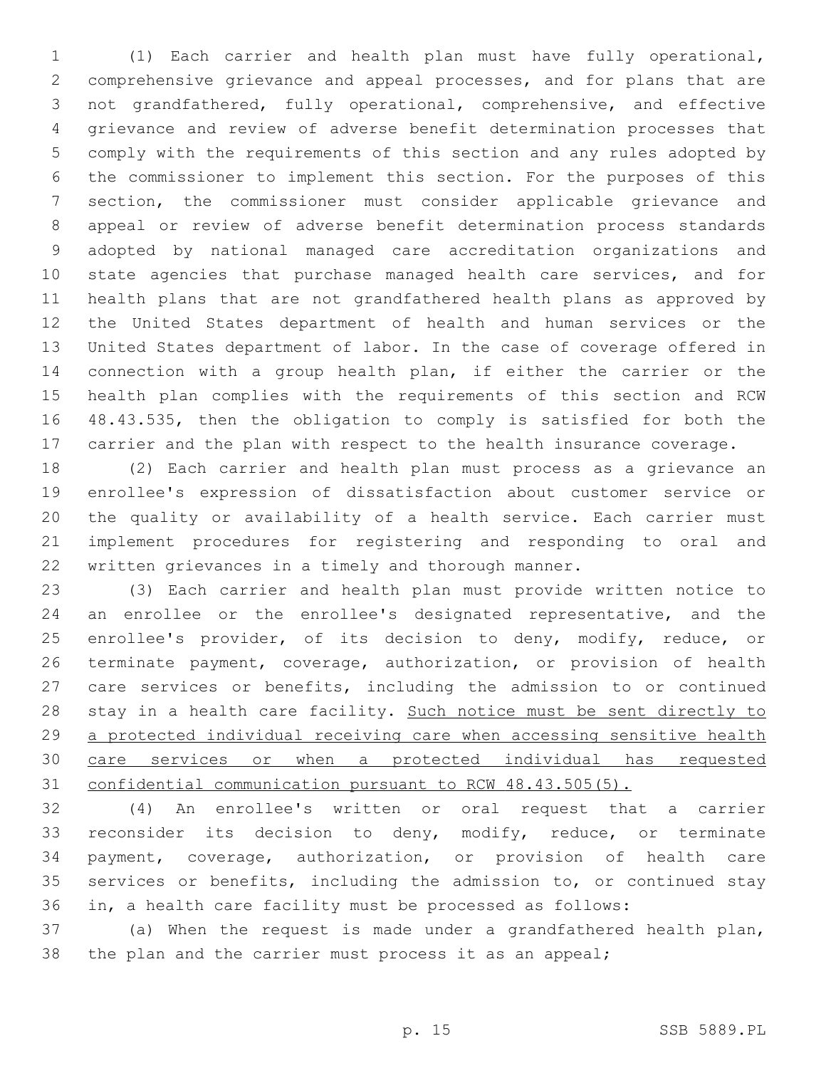(1) Each carrier and health plan must have fully operational, comprehensive grievance and appeal processes, and for plans that are not grandfathered, fully operational, comprehensive, and effective grievance and review of adverse benefit determination processes that comply with the requirements of this section and any rules adopted by the commissioner to implement this section. For the purposes of this section, the commissioner must consider applicable grievance and appeal or review of adverse benefit determination process standards adopted by national managed care accreditation organizations and state agencies that purchase managed health care services, and for health plans that are not grandfathered health plans as approved by the United States department of health and human services or the United States department of labor. In the case of coverage offered in connection with a group health plan, if either the carrier or the health plan complies with the requirements of this section and RCW 48.43.535, then the obligation to comply is satisfied for both the carrier and the plan with respect to the health insurance coverage.

(2) Each carrier and health plan must process as a grievance an enrollee's expression of dissatisfaction about customer service or the quality or availability of a health service. Each carrier must implement procedures for registering and responding to oral and written grievances in a timely and thorough manner.

(3) Each carrier and health plan must provide written notice to an enrollee or the enrollee's designated representative, and the enrollee's provider, of its decision to deny, modify, reduce, or terminate payment, coverage, authorization, or provision of health care services or benefits, including the admission to or continued stay in a health care facility. <u>Such notice must be sent directly to a protected individual receiving care when accessing sensitive health care services or when a protected individual has requested confidential communication pursuant to RCW 48.43.505(5).</u>

(4) An enrollee's written or oral request that a carrier reconsider its decision to deny, modify, reduce, or terminate payment, coverage, authorization, or provision of health care services or benefits, including the admission to, or continued stay in, a health care facility must be processed as follows:

(a) When the request is made under a grandfathered health plan, the plan and the carrier must process it as an appeal;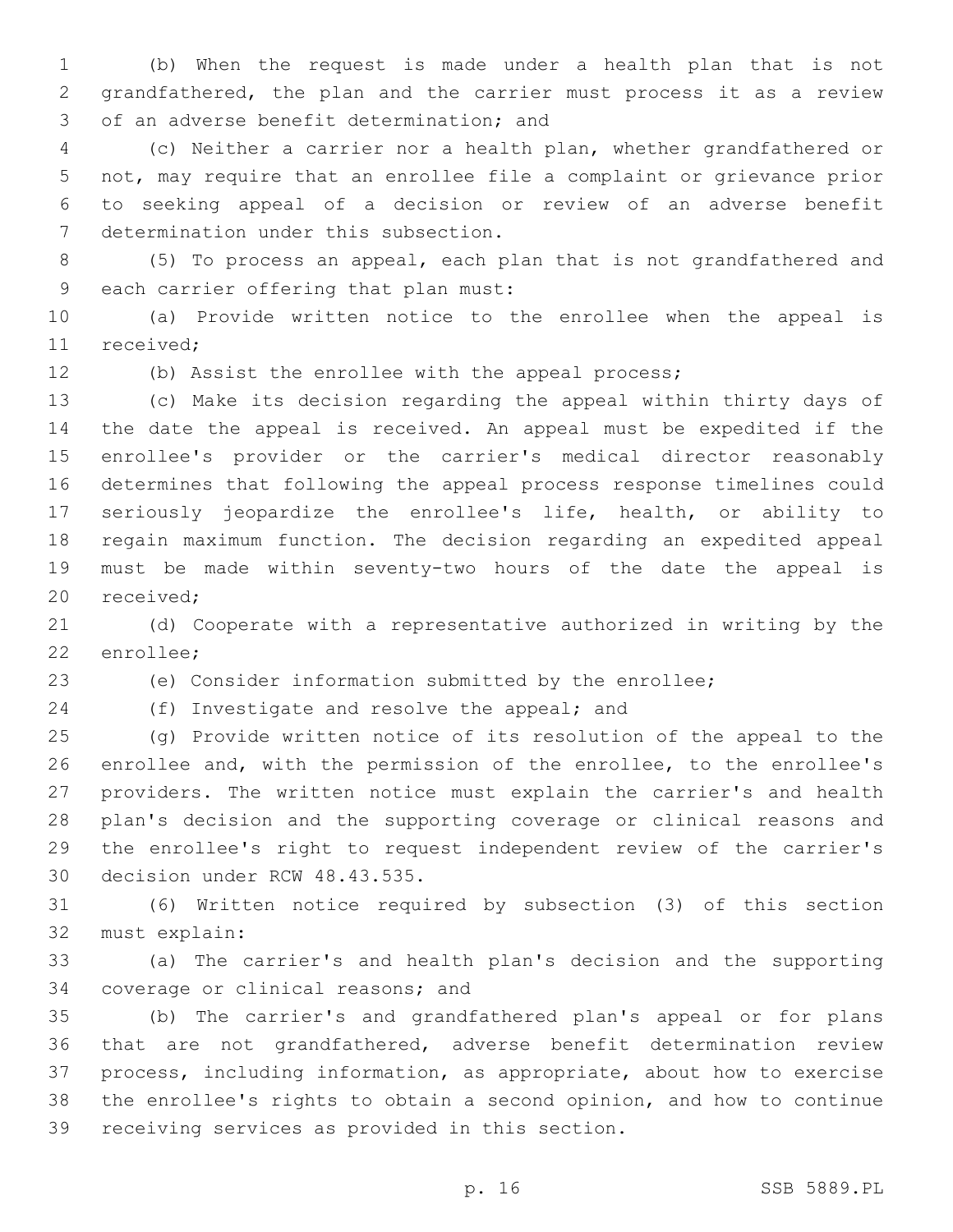(b) When the request is made under a health plan that is not grandfathered, the plan and the carrier must process it as a review of an adverse benefit determination; and

(c) Neither a carrier nor a health plan, whether grandfathered or not, may require that an enrollee file a complaint or grievance prior to seeking appeal of a decision or review of an adverse benefit determination under this subsection.

(5) To process an appeal, each plan that is not grandfathered and each carrier offering that plan must:

(a) Provide written notice to the enrollee when the appeal is received;

(b) Assist the enrollee with the appeal process;

(c) Make its decision regarding the appeal within thirty days of the date the appeal is received. An appeal must be expedited if the enrollee's provider or the carrier's medical director reasonably determines that following the appeal process response timelines could seriously jeopardize the enrollee's life, health, or ability to regain maximum function. The decision regarding an expedited appeal must be made within seventy-two hours of the date the appeal is received;

(d) Cooperate with a representative authorized in writing by the enrollee;

(e) Consider information submitted by the enrollee;

(f) Investigate and resolve the appeal; and

(g) Provide written notice of its resolution of the appeal to the enrollee and, with the permission of the enrollee, to the enrollee's providers. The written notice must explain the carrier's and health plan's decision and the supporting coverage or clinical reasons and the enrollee's right to request independent review of the carrier's decision under RCW 48.43.535.

(6) Written notice required by subsection (3) of this section must explain:

(a) The carrier's and health plan's decision and the supporting coverage or clinical reasons; and

(b) The carrier's and grandfathered plan's appeal or for plans that are not grandfathered, adverse benefit determination review process, including information, as appropriate, about how to exercise the enrollee's rights to obtain a second opinion, and how to continue receiving services as provided in this section.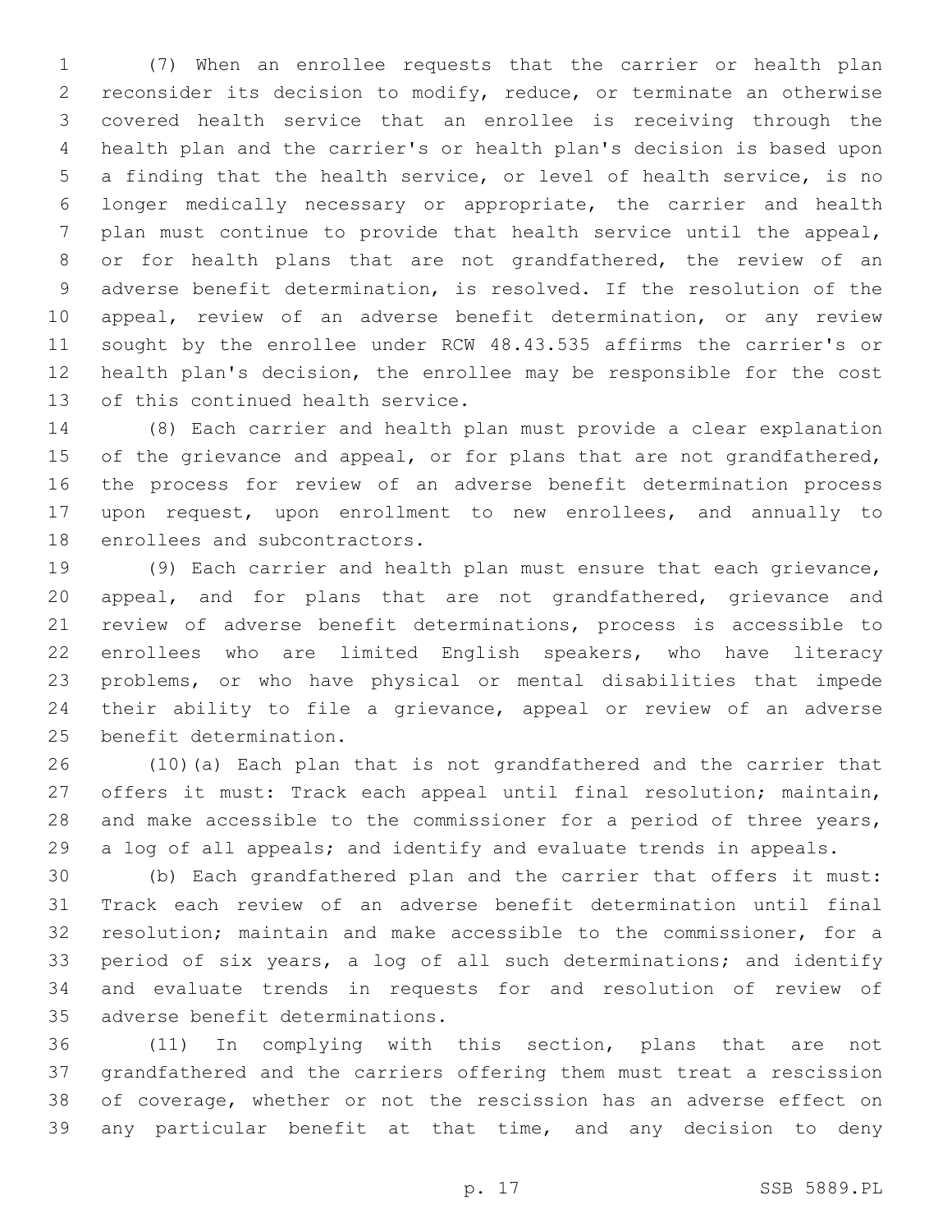(7) When an enrollee requests that the carrier or health plan reconsider its decision to modify, reduce, or terminate an otherwise covered health service that an enrollee is receiving through the health plan and the carrier's or health plan's decision is based upon a finding that the health service, or level of health service, is no longer medically necessary or appropriate, the carrier and health plan must continue to provide that health service until the appeal, or for health plans that are not grandfathered, the review of an adverse benefit determination, is resolved. If the resolution of the appeal, review of an adverse benefit determination, or any review sought by the enrollee under RCW 48.43.535 affirms the carrier's or health plan's decision, the enrollee may be responsible for the cost of this continued health service.

(8) Each carrier and health plan must provide a clear explanation of the grievance and appeal, or for plans that are not grandfathered, the process for review of an adverse benefit determination process upon request, upon enrollment to new enrollees, and annually to enrollees and subcontractors.

(9) Each carrier and health plan must ensure that each grievance, appeal, and for plans that are not grandfathered, grievance and review of adverse benefit determinations, process is accessible to enrollees who are limited English speakers, who have literacy problems, or who have physical or mental disabilities that impede their ability to file a grievance, appeal or review of an adverse benefit determination.

(10)(a) Each plan that is not grandfathered and the carrier that offers it must: Track each appeal until final resolution; maintain, and make accessible to the commissioner for a period of three years, a log of all appeals; and identify and evaluate trends in appeals.

(b) Each grandfathered plan and the carrier that offers it must: Track each review of an adverse benefit determination until final resolution; maintain and make accessible to the commissioner, for a period of six years, a log of all such determinations; and identify and evaluate trends in requests for and resolution of review of adverse benefit determinations.

(11) In complying with this section, plans that are not grandfathered and the carriers offering them must treat a rescission of coverage, whether or not the rescission has an adverse effect on any particular benefit at that time, and any decision to deny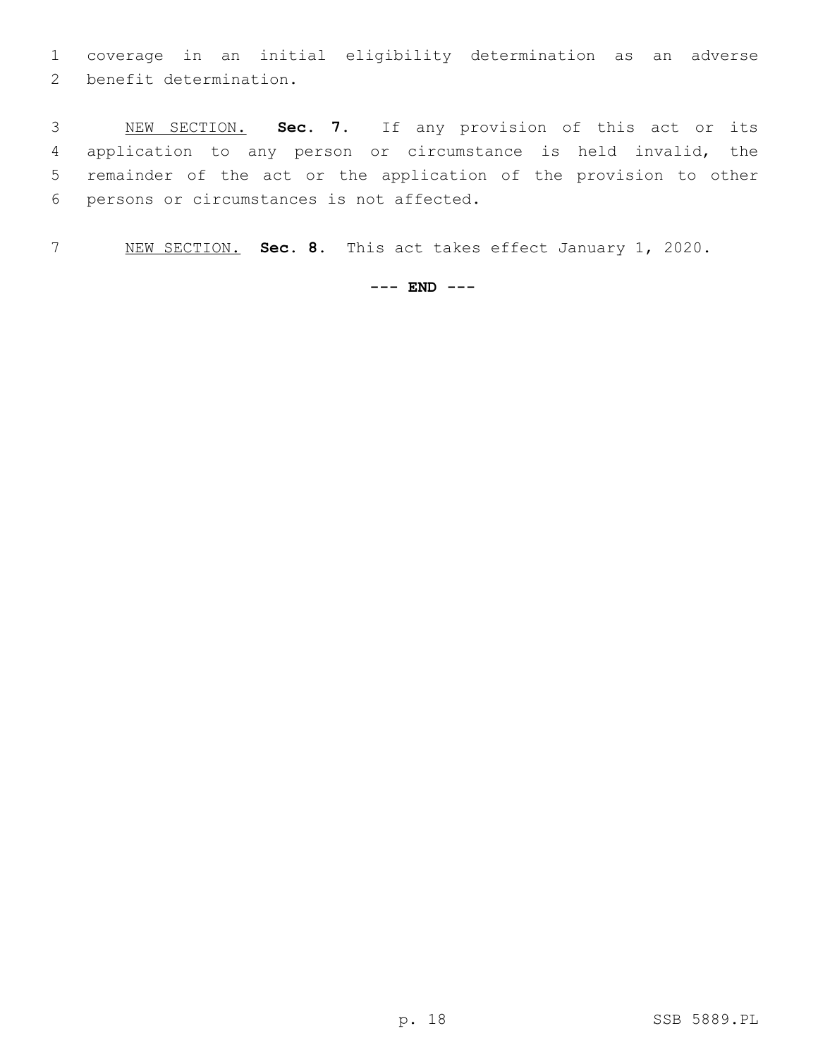coverage in an initial eligibility determination as an adverse benefit determination.

NEW SECTION. **Sec. 7.** If any provision of this act or its application to any person or circumstance is held invalid, the remainder of the act or the application of the provision to other persons or circumstances is not affected.

NEW SECTION. **Sec. 8.** This act takes effect January 1, 2020.

**--- END ---**